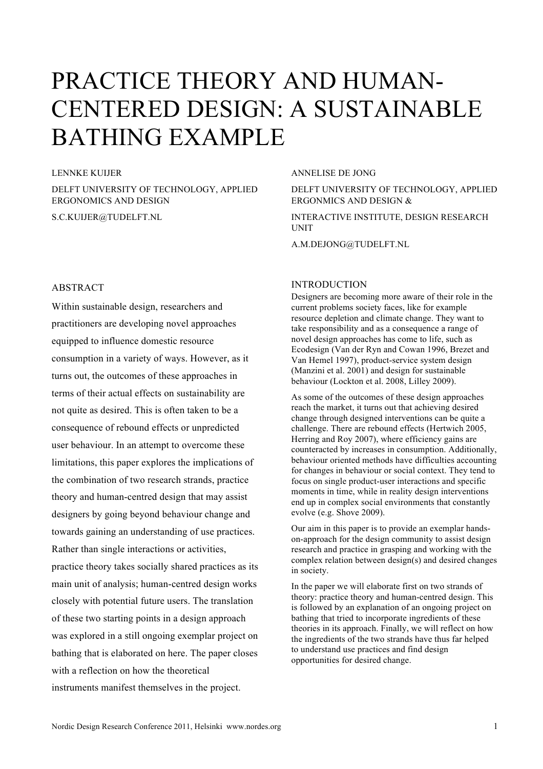# PRACTICE THEORY AND HUMAN-CENTERED DESIGN: A SUSTAINABLE BATHING EXAMPLE

LENNKE KUIJER

DELFT UNIVERSITY OF TECHNOLOGY, APPLIED ERGONOMICS AND DESIGN

S.C.KUIJER@TUDELFT.NL

ANNELISE DE JONG

DELFT UNIVERSITY OF TECHNOLOGY, APPLIED ERGONMICS AND DESIGN &

INTERACTIVE INSTITUTE, DESIGN RESEARCH UNIT

A.M.DEJONG@TUDELFT.NL

## ABSTRACT

Within sustainable design, researchers and practitioners are developing novel approaches equipped to influence domestic resource consumption in a variety of ways. However, as it turns out, the outcomes of these approaches in terms of their actual effects on sustainability are not quite as desired. This is often taken to be a consequence of rebound effects or unpredicted user behaviour. In an attempt to overcome these limitations, this paper explores the implications of the combination of two research strands, practice theory and human-centred design that may assist designers by going beyond behaviour change and towards gaining an understanding of use practices. Rather than single interactions or activities, practice theory takes socially shared practices as its main unit of analysis; human-centred design works closely with potential future users. The translation of these two starting points in a design approach was explored in a still ongoing exemplar project on bathing that is elaborated on here. The paper closes with a reflection on how the theoretical instruments manifest themselves in the project.

## INTRODUCTION

Designers are becoming more aware of their role in the current problems society faces, like for example resource depletion and climate change. They want to take responsibility and as a consequence a range of novel design approaches has come to life, such as Ecodesign (Van der Ryn and Cowan 1996, Brezet and Van Hemel 1997), product-service system design (Manzini et al. 2001) and design for sustainable behaviour (Lockton et al. 2008, Lilley 2009).

As some of the outcomes of these design approaches reach the market, it turns out that achieving desired change through designed interventions can be quite a challenge. There are rebound effects (Hertwich 2005, Herring and Roy 2007), where efficiency gains are counteracted by increases in consumption. Additionally, behaviour oriented methods have difficulties accounting for changes in behaviour or social context. They tend to focus on single product-user interactions and specific moments in time, while in reality design interventions end up in complex social environments that constantly evolve (e.g. Shove 2009).

Our aim in this paper is to provide an exemplar hands-on-approach for the design community to assist design research and practice in grasping and working with the complex relation between design(s) and desired changes in society.

In the paper we will elaborate first on two strands of theory: practice theory and human-centred design. This is followed by an explanation of an ongoing project on bathing that tried to incorporate ingredients of these theories in its approach. Finally, we will reflect on how the ingredients of the two strands have thus far helped to understand use practices and find design opportunities for desired change.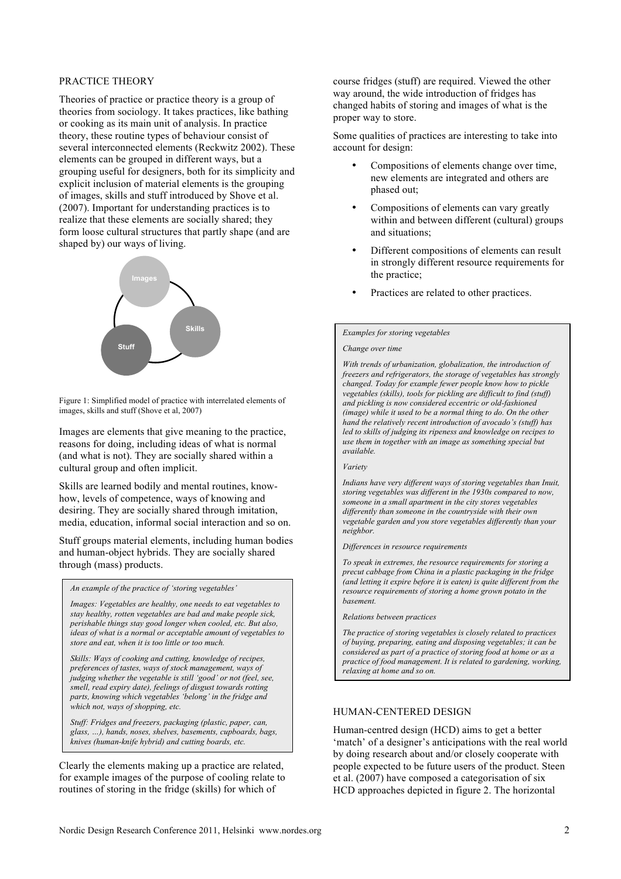## PRACTICE THEORY

Theories of practice or practice theory is a group of theories from sociology. It takes practices, like bathing or cooking as its main unit of analysis. In practice theory, these routine types of behaviour consist of several interconnected elements (Reckwitz 2002). These elements can be grouped in different ways, but a grouping useful for designers, both for its simplicity and explicit inclusion of material elements is the grouping of images, skills and stuff introduced by Shove et al. (2007). Important for understanding practices is to realize that these elements are socially shared; they form loose cultural structures that partly shape (and are shaped by) our ways of living.

Images

Skills

Stuff

Figure 1: Simplified model of practice with interrelated elements of images, skills and stuff (Shove et al, 2007)

Images are elements that give meaning to the practice, reasons for doing, including ideas of what is normal (and what is not). They are socially shared within a cultural group and often implicit.

Skills are learned bodily and mental routines, know-how, levels of competence, ways of knowing and desiring. They are socially shared through imitation, media, education, informal social interaction and so on.

Stuff groups material elements, including human bodies and human-object hybrids. They are socially shared through (mass) products.

> *An example of the practice of 'storing vegetables'*
>
> *Images: Vegetables are healthy, one needs to eat vegetables to stay healthy, rotten vegetables are bad and make people sick, perishable things stay good longer when cooled, etc. But also, ideas of what is a normal or acceptable amount of vegetables to store and eat, when it is too little or too much.*
>
> *Skills: Ways of cooking and cutting, knowledge of recipes, preferences of tastes, ways of stock management, ways of judging whether the vegetable is still 'good' or not (feel, see, smell, read expiry date), feelings of disgust towards rotting parts, knowing which vegetables 'belong' in the fridge and which not, ways of shopping, etc.*
>
> *Stuff: Fridges and freezers, packaging (plastic, paper, can, glass, …), hands, noses, shelves, basements, cupboards, bags, knives (human-knife hybrid) and cutting boards, etc.*

Clearly the elements making up a practice are related, for example images of the purpose of cooling relate to routines of storing in the fridge (skills) for which of course fridges (stuff) are required. Viewed the other way around, the wide introduction of fridges has changed habits of storing and images of what is the proper way to store.

Some qualities of practices are interesting to take into account for design:

- Compositions of elements change over time, new elements are integrated and others are phased out;
- Compositions of elements can vary greatly within and between different (cultural) groups and situations;
- Different compositions of elements can result in strongly different resource requirements for the practice;
- Practices are related to other practices.

> *Examples for storing vegetables*
>
> *Change over time*
>
> *With trends of urbanization, globalization, the introduction of freezers and refrigerators, the storage of vegetables has strongly changed. Today for example fewer people know how to pickle vegetables (skills), tools for pickling are difficult to find (stuff) and pickling is now considered eccentric or old-fashioned (image) while it used to be a normal thing to do. On the other hand the relatively recent introduction of avocado's (stuff) has led to skills of judging its ripeness and knowledge on recipes to use them in together with an image as something special but available.*
>
> *Variety*
>
> *Indians have very different ways of storing vegetables than Inuit, storing vegetables was different in the 1930s compared to now, someone in a small apartment in the city stores vegetables differently than someone in the countryside with their own vegetable garden and you store vegetables differently than your neighbor.*
>
> *Differences in resource requirements*
>
> *To speak in extremes, the resource requirements for storing a precut cabbage from China in a plastic packaging in the fridge (and letting it expire before it is eaten) is quite different from the resource requirements of storing a home grown potato in the basement.*
>
> *Relations between practices*
>
> *The practice of storing vegetables is closely related to practices of buying, preparing, eating and disposing vegetables; it can be considered as part of a practice of storing food at home or as a practice of food management. It is related to gardening, working, relaxing at home and so on.*

## HUMAN-CENTERED DESIGN

Human-centred design (HCD) aims to get a better 'match' of a designer's anticipations with the real world by doing research about and/or closely cooperate with people expected to be future users of the product. Steen et al. (2007) have composed a categorisation of six HCD approaches depicted in figure 2. The horizontal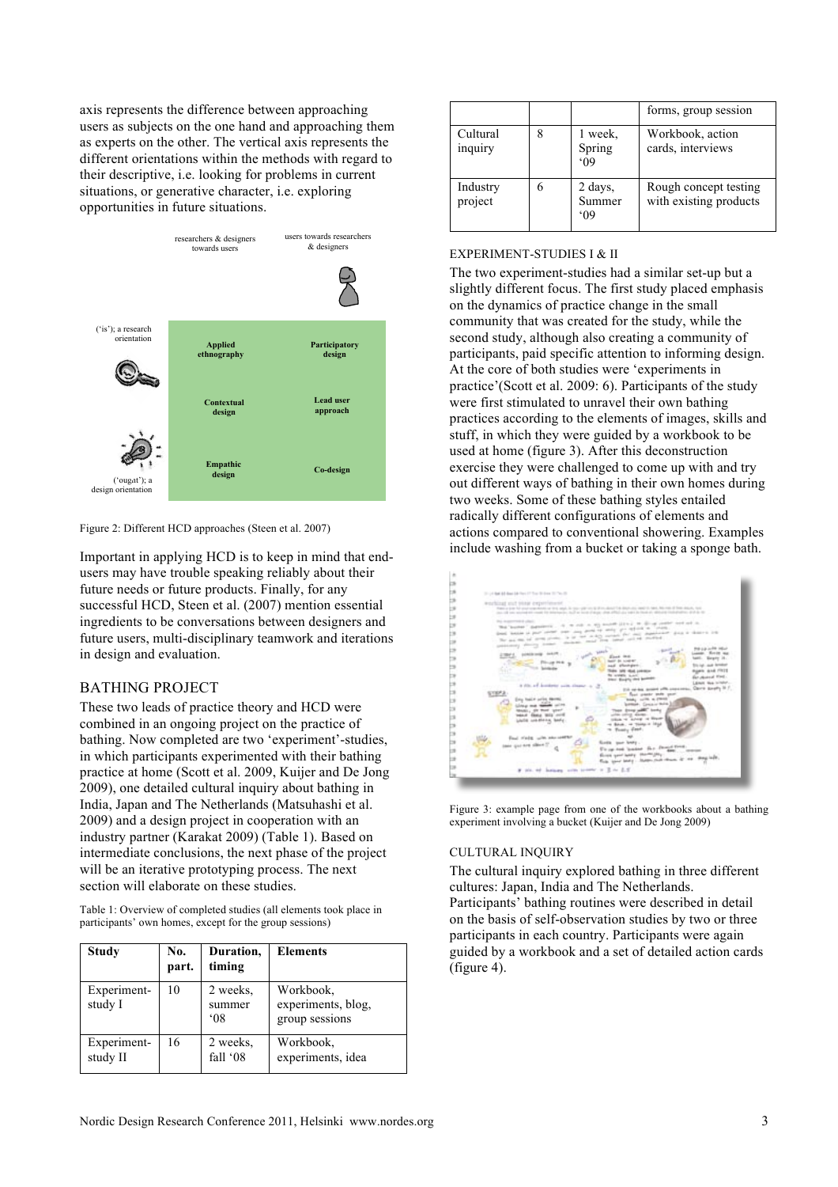axis represents the difference between approaching users as subjects on the one hand and approaching them as experts on the other. The vertical axis represents the different orientations within the methods with regard to their descriptive, i.e. looking for problems in current situations, or generative character, i.e. exploring opportunities in future situations.

researchers & designers towards users

users towards researchers & designers

('is'); a research orientation

('ougat'); a design orientation

Applied ethnography

Participatory design

Contextual design

Lead user approach

Empathic design

Co-design

Figure 2: Different HCD approaches (Steen et al. 2007)

Important in applying HCD is to keep in mind that end-users may have trouble speaking reliably about their future needs or future products. Finally, for any successful HCD, Steen et al. (2007) mention essential ingredients to be conversations between designers and future users, multi-disciplinary teamwork and iterations in design and evaluation.

## BATHING PROJECT

These two leads of practice theory and HCD were combined in an ongoing project on the practice of bathing. Now completed are two 'experiment'-studies, in which participants experimented with their bathing practice at home (Scott et al. 2009, Kuijer and De Jong 2009), one detailed cultural inquiry about bathing in India, Japan and The Netherlands (Matsuhashi et al. 2009) and a design project in cooperation with an industry partner (Karakat 2009) (Table 1). Based on intermediate conclusions, the next phase of the project will be an iterative prototyping process. The next section will elaborate on these studies.

Table 1: Overview of completed studies (all elements took place in participants' own homes, except for the group sessions)

| Study | No. part. | Duration, timing | Elements |
|---|---|---|---|
| Experiment-study I | 10 | 2 weeks, summer '08 | Workbook, experiments, blog, group sessions |
| Experiment-study II | 16 | 2 weeks, fall '08 | Workbook, experiments, idea forms, group session |
| Cultural inquiry | 8 | 1 week, Spring '09 | Workbook, action cards, interviews |
| Industry project | 6 | 2 days, Summer '09 | Rough concept testing with existing products |

### EXPERIMENT-STUDIES I & II

The two experiment-studies had a similar set-up but a slightly different focus. The first study placed emphasis on the dynamics of practice change in the small community that was created for the study, while the second study, although also creating a community of participants, paid specific attention to informing design. At the core of both studies were 'experiments in practice'(Scott et al. 2009: 6). Participants of the study were first stimulated to unravel their own bathing practices according to the elements of images, skills and stuff, in which they were guided by a workbook to be used at home (figure 3). After this deconstruction exercise they were challenged to come up with and try out different ways of bathing in their own homes during two weeks. Some of these bathing styles entailed radically different configurations of elements and actions compared to conventional showering. Examples include washing from a bucket or taking a sponge bath.

Figure 3: example page from one of the workbooks about a bathing experiment involving a bucket (Kuijer and De Jong 2009)

### CULTURAL INQUIRY

The cultural inquiry explored bathing in three different cultures: Japan, India and The Netherlands. Participants' bathing routines were described in detail on the basis of self-observation studies by two or three participants in each country. Participants were again guided by a workbook and a set of detailed action cards (figure 4).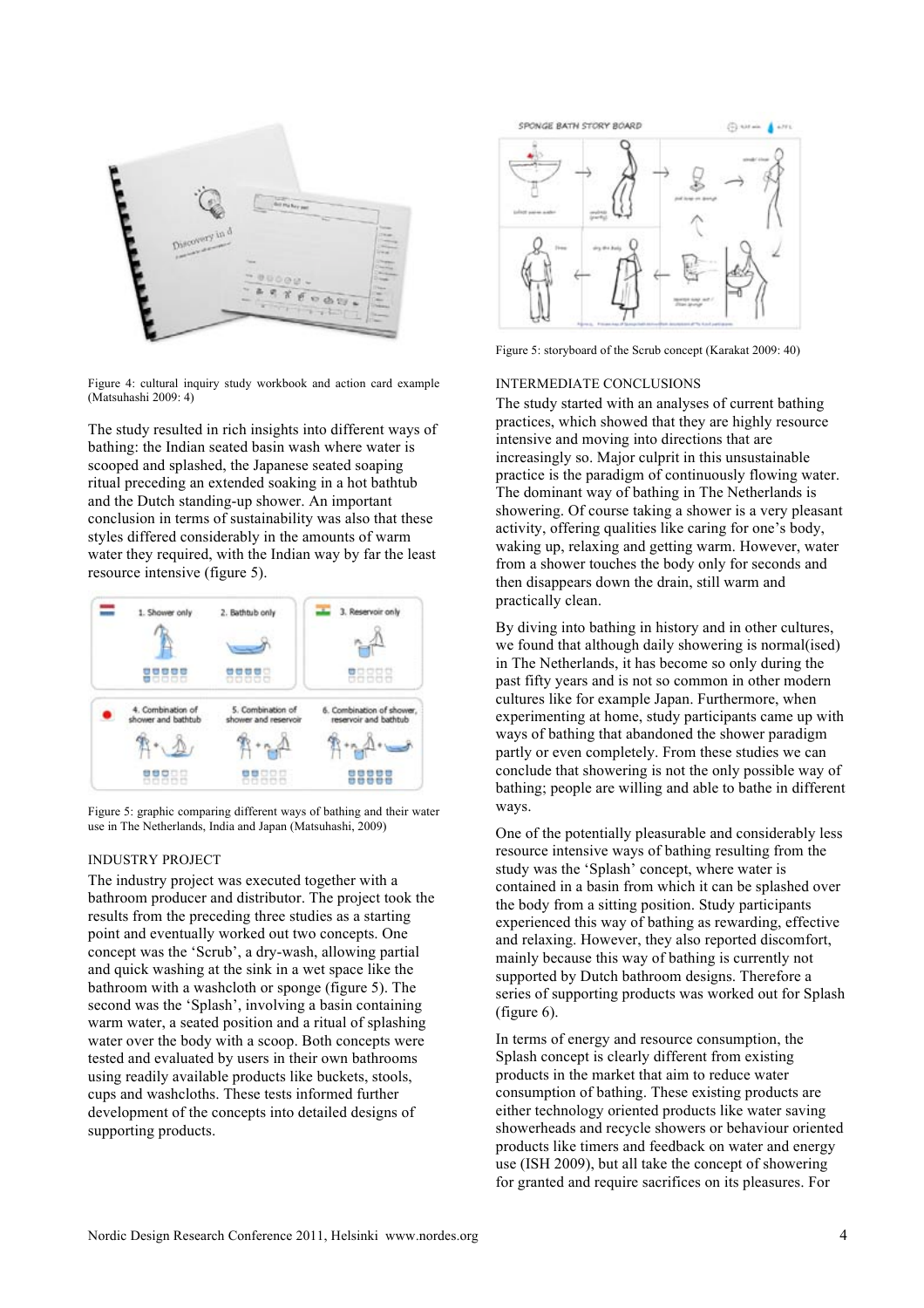Figure 4: cultural inquiry study workbook and action card example (Matsuhashi 2009: 4)

The study resulted in rich insights into different ways of bathing: the Indian seated basin wash where water is scooped and splashed, the Japanese seated soaping ritual preceding an extended soaking in a hot bathtub and the Dutch standing-up shower. An important conclusion in terms of sustainability was also that these styles differed considerably in the amounts of warm water they required, with the Indian way by far the least resource intensive (figure 5).

1. Shower only
2. Bathtub only
3. Reservoir only
4. Combination of shower and bathtub
5. Combination of shower and reservoir
6. Combination of shower, reservoir and bathtub

Figure 5: graphic comparing different ways of bathing and their water use in The Netherlands, India and Japan (Matsuhashi, 2009)

## INDUSTRY PROJECT

The industry project was executed together with a bathroom producer and distributor. The project took the results from the preceding three studies as a starting point and eventually worked out two concepts. One concept was the 'Scrub', a dry-wash, allowing partial and quick washing at the sink in a wet space like the bathroom with a washcloth or sponge (figure 5). The second was the 'Splash', involving a basin containing warm water, a seated position and a ritual of splashing water over the body with a scoop. Both concepts were tested and evaluated by users in their own bathrooms using readily available products like buckets, stools, cups and washcloths. These tests informed further development of the concepts into detailed designs of supporting products.

SPONGE BATH STORY BOARD

Figure 5: storyboard of the Scrub concept (Karakat 2009: 40)

## INTERMEDIATE CONCLUSIONS

The study started with an analyses of current bathing practices, which showed that they are highly resource intensive and moving into directions that are increasingly so. Major culprit in this unsustainable practice is the paradigm of continuously flowing water. The dominant way of bathing in The Netherlands is showering. Of course taking a shower is a very pleasant activity, offering qualities like caring for one's body, waking up, relaxing and getting warm. However, water from a shower touches the body only for seconds and then disappears down the drain, still warm and practically clean.

By diving into bathing in history and in other cultures, we found that although daily showering is normal(ised) in The Netherlands, it has become so only during the past fifty years and is not so common in other modern cultures like for example Japan. Furthermore, when experimenting at home, study participants came up with ways of bathing that abandoned the shower paradigm partly or even completely. From these studies we can conclude that showering is not the only possible way of bathing; people are willing and able to bathe in different ways.

One of the potentially pleasurable and considerably less resource intensive ways of bathing resulting from the study was the 'Splash' concept, where water is contained in a basin from which it can be splashed over the body from a sitting position. Study participants experienced this way of bathing as rewarding, effective and relaxing. However, they also reported discomfort, mainly because this way of bathing is currently not supported by Dutch bathroom designs. Therefore a series of supporting products was worked out for Splash (figure 6).

In terms of energy and resource consumption, the Splash concept is clearly different from existing products in the market that aim to reduce water consumption of bathing. These existing products are either technology oriented products like water saving showerheads and recycle showers or behaviour oriented products like timers and feedback on water and energy use (ISH 2009), but all take the concept of showering for granted and require sacrifices on its pleasures. For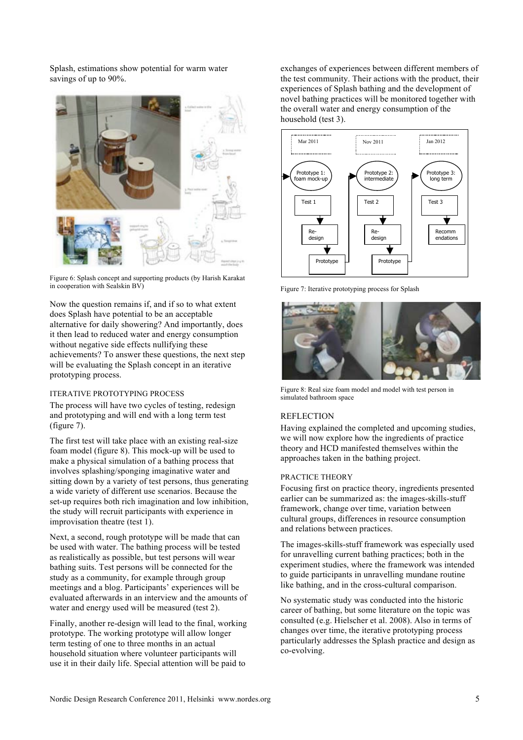Splash, estimations show potential for warm water savings of up to 90%.

Figure 6: Splash concept and supporting products (by Harish Karakat in cooperation with Sealskin BV)

Now the question remains if, and if so to what extent does Splash have potential to be an acceptable alternative for daily showering? And importantly, does it then lead to reduced water and energy consumption without negative side effects nullifying these achievements? To answer these questions, the next step will be evaluating the Splash concept in an iterative prototyping process.

### ITERATIVE PROTOTYPING PROCESS

The process will have two cycles of testing, redesign and prototyping and will end with a long term test (figure 7).

The first test will take place with an existing real-size foam model (figure 8). This mock-up will be used to make a physical simulation of a bathing process that involves splashing/sponging imaginative water and sitting down by a variety of test persons, thus generating a wide variety of different use scenarios. Because the set-up requires both rich imagination and low inhibition, the study will recruit participants with experience in improvisation theatre (test 1).

Next, a second, rough prototype will be made that can be used with water. The bathing process will be tested as realistically as possible, but test persons will wear bathing suits. Test persons will be connected for the study as a community, for example through group meetings and a blog. Participants' experiences will be evaluated afterwards in an interview and the amounts of water and energy used will be measured (test 2).

Finally, another re-design will lead to the final, working prototype. The working prototype will allow longer term testing of one to three months in an actual household situation where volunteer participants will use it in their daily life. Special attention will be paid to exchanges of experiences between different members of the test community. Their actions with the product, their experiences of Splash bathing and the development of novel bathing practices will be monitored together with the overall water and energy consumption of the household (test 3).

Mar 2011
Nov 2011
Jan 2012
Prototype 1: foam mock-up
Prototype 2: intermediate
Prototype 3: long term
Test 1
Test 2
Test 3
Re-design
Re-design
Recommendations
Prototype
Prototype

Figure 7: Iterative prototyping process for Splash

Figure 8: Real size foam model and model with test person in simulated bathroom space

## REFLECTION

Having explained the completed and upcoming studies, we will now explore how the ingredients of practice theory and HCD manifested themselves within the approaches taken in the bathing project.

### PRACTICE THEORY

Focusing first on practice theory, ingredients presented earlier can be summarized as: the images-skills-stuff framework, change over time, variation between cultural groups, differences in resource consumption and relations between practices.

The images-skills-stuff framework was especially used for unravelling current bathing practices; both in the experiment studies, where the framework was intended to guide participants in unravelling mundane routine like bathing, and in the cross-cultural comparison.

No systematic study was conducted into the historic career of bathing, but some literature on the topic was consulted (e.g. Hielscher et al. 2008). Also in terms of changes over time, the iterative prototyping process particularly addresses the Splash practice and design as co-evolving.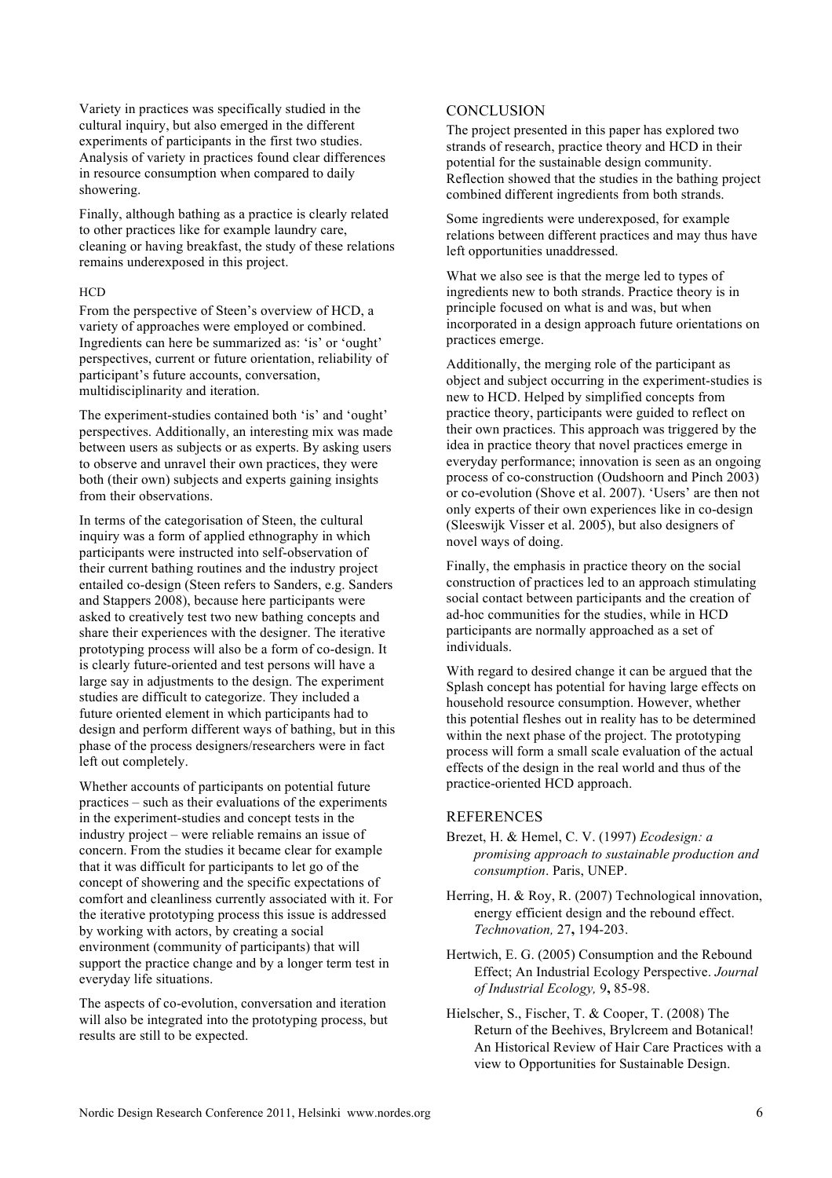Variety in practices was specifically studied in the cultural inquiry, but also emerged in the different experiments of participants in the first two studies. Analysis of variety in practices found clear differences in resource consumption when compared to daily showering.

Finally, although bathing as a practice is clearly related to other practices like for example laundry care, cleaning or having breakfast, the study of these relations remains underexposed in this project.

#### HCD

From the perspective of Steen's overview of HCD, a variety of approaches were employed or combined. Ingredients can here be summarized as: 'is' or 'ought' perspectives, current or future orientation, reliability of participant's future accounts, conversation, multidisciplinarity and iteration.

The experiment-studies contained both 'is' and 'ought' perspectives. Additionally, an interesting mix was made between users as subjects or as experts. By asking users to observe and unravel their own practices, they were both (their own) subjects and experts gaining insights from their observations.

In terms of the categorisation of Steen, the cultural inquiry was a form of applied ethnography in which participants were instructed into self-observation of their current bathing routines and the industry project entailed co-design (Steen refers to Sanders, e.g. Sanders and Stappers 2008), because here participants were asked to creatively test two new bathing concepts and share their experiences with the designer. The iterative prototyping process will also be a form of co-design. It is clearly future-oriented and test persons will have a large say in adjustments to the design. The experiment studies are difficult to categorize. They included a future oriented element in which participants had to design and perform different ways of bathing, but in this phase of the process designers/researchers were in fact left out completely.

Whether accounts of participants on potential future practices – such as their evaluations of the experiments in the experiment-studies and concept tests in the industry project – were reliable remains an issue of concern. From the studies it became clear for example that it was difficult for participants to let go of the concept of showering and the specific expectations of comfort and cleanliness currently associated with it. For the iterative prototyping process this issue is addressed by working with actors, by creating a social environment (community of participants) that will support the practice change and by a longer term test in everyday life situations.

The aspects of co-evolution, conversation and iteration will also be integrated into the prototyping process, but results are still to be expected.

## CONCLUSION

The project presented in this paper has explored two strands of research, practice theory and HCD in their potential for the sustainable design community. Reflection showed that the studies in the bathing project combined different ingredients from both strands.

Some ingredients were underexposed, for example relations between different practices and may thus have left opportunities unaddressed.

What we also see is that the merge led to types of ingredients new to both strands. Practice theory is in principle focused on what is and was, but when incorporated in a design approach future orientations on practices emerge.

Additionally, the merging role of the participant as object and subject occurring in the experiment-studies is new to HCD. Helped by simplified concepts from practice theory, participants were guided to reflect on their own practices. This approach was triggered by the idea in practice theory that novel practices emerge in everyday performance; innovation is seen as an ongoing process of co-construction (Oudshoorn and Pinch 2003) or co-evolution (Shove et al. 2007). 'Users' are then not only experts of their own experiences like in co-design (Sleeswijk Visser et al. 2005), but also designers of novel ways of doing.

Finally, the emphasis in practice theory on the social construction of practices led to an approach stimulating social contact between participants and the creation of ad-hoc communities for the studies, while in HCD participants are normally approached as a set of individuals.

With regard to desired change it can be argued that the Splash concept has potential for having large effects on household resource consumption. However, whether this potential fleshes out in reality has to be determined within the next phase of the project. The prototyping process will form a small scale evaluation of the actual effects of the design in the real world and thus of the practice-oriented HCD approach.

## REFERENCES

Brezet, H. & Hemel, C. V. (1997) *Ecodesign: a promising approach to sustainable production and consumption*. Paris, UNEP.

Herring, H. & Roy, R. (2007) Technological innovation, energy efficient design and the rebound effect. *Technovation,* 27**,** 194-203.

Hertwich, E. G. (2005) Consumption and the Rebound Effect; An Industrial Ecology Perspective. *Journal of Industrial Ecology,* 9**,** 85-98.

Hielscher, S., Fischer, T. & Cooper, T. (2008) The Return of the Beehives, Brylcreem and Botanical! An Historical Review of Hair Care Practices with a view to Opportunities for Sustainable Design.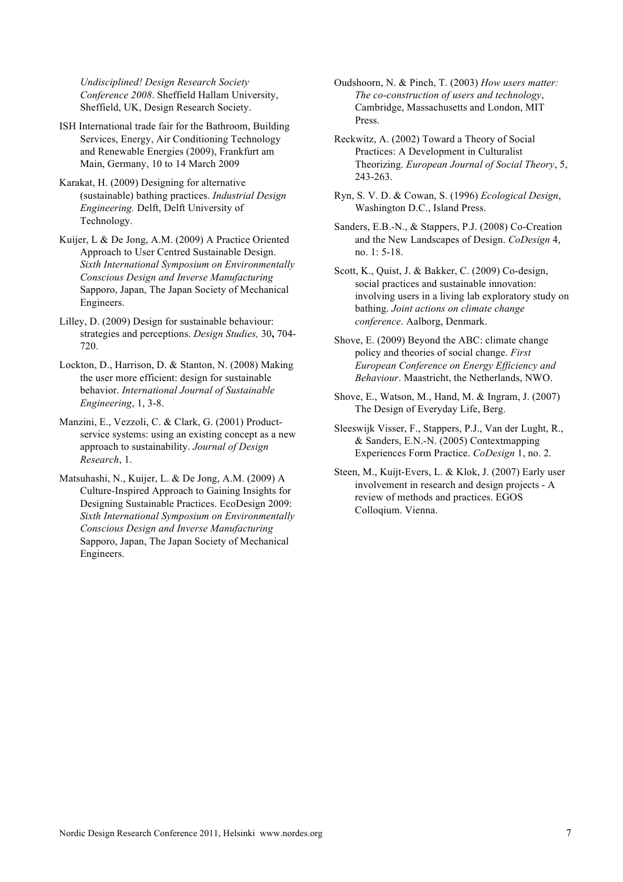*Undisciplined! Design Research Society Conference 2008*. Sheffield Hallam University, Sheffield, UK, Design Research Society.

ISH International trade fair for the Bathroom, Building Services, Energy, Air Conditioning Technology and Renewable Energies (2009), Frankfurt am Main, Germany, 10 to 14 March 2009

Karakat, H. (2009) Designing for alternative (sustainable) bathing practices. *Industrial Design Engineering.* Delft, Delft University of Technology.

Kuijer, L & De Jong, A.M. (2009) A Practice Oriented Approach to User Centred Sustainable Design. *Sixth International Symposium on Environmentally Conscious Design and Inverse Manufacturing* Sapporo, Japan, The Japan Society of Mechanical Engineers.

Lilley, D. (2009) Design for sustainable behaviour: strategies and perceptions. *Design Studies,* 30**,** 704-720.

Lockton, D., Harrison, D. & Stanton, N. (2008) Making the user more efficient: design for sustainable behavior. *International Journal of Sustainable Engineering*, 1, 3-8.

Manzini, E., Vezzoli, C. & Clark, G. (2001) Product-service systems: using an existing concept as a new approach to sustainability. *Journal of Design Research*, 1.

Matsuhashi, N., Kuijer, L. & De Jong, A.M. (2009) A Culture-Inspired Approach to Gaining Insights for Designing Sustainable Practices. EcoDesign 2009: *Sixth International Symposium on Environmentally Conscious Design and Inverse Manufacturing* Sapporo, Japan, The Japan Society of Mechanical Engineers.

Oudshoorn, N. & Pinch, T. (2003) *How users matter: The co-construction of users and technology*, Cambridge, Massachusetts and London, MIT Press.

Reckwitz, A. (2002) Toward a Theory of Social Practices: A Development in Culturalist Theorizing. *European Journal of Social Theory*, 5, 243-263.

Ryn, S. V. D. & Cowan, S. (1996) *Ecological Design*, Washington D.C., Island Press.

Sanders, E.B.-N., & Stappers, P.J. (2008) Co-Creation and the New Landscapes of Design. *CoDesign* 4, no. 1: 5-18.

Scott, K., Quist, J. & Bakker, C. (2009) Co-design, social practices and sustainable innovation: involving users in a living lab exploratory study on bathing. *Joint actions on climate change conference*. Aalborg, Denmark.

Shove, E. (2009) Beyond the ABC: climate change policy and theories of social change. *First European Conference on Energy Efficiency and Behaviour*. Maastricht, the Netherlands, NWO.

Shove, E., Watson, M., Hand, M. & Ingram, J. (2007) The Design of Everyday Life, Berg.

Sleeswijk Visser, F., Stappers, P.J., Van der Lught, R., & Sanders, E.N.-N. (2005) Contextmapping Experiences Form Practice. *CoDesign* 1, no. 2.

Steen, M., Kuijt-Evers, L. & Klok, J. (2007) Early user involvement in research and design projects - A review of methods and practices. EGOS Colloqium. Vienna.